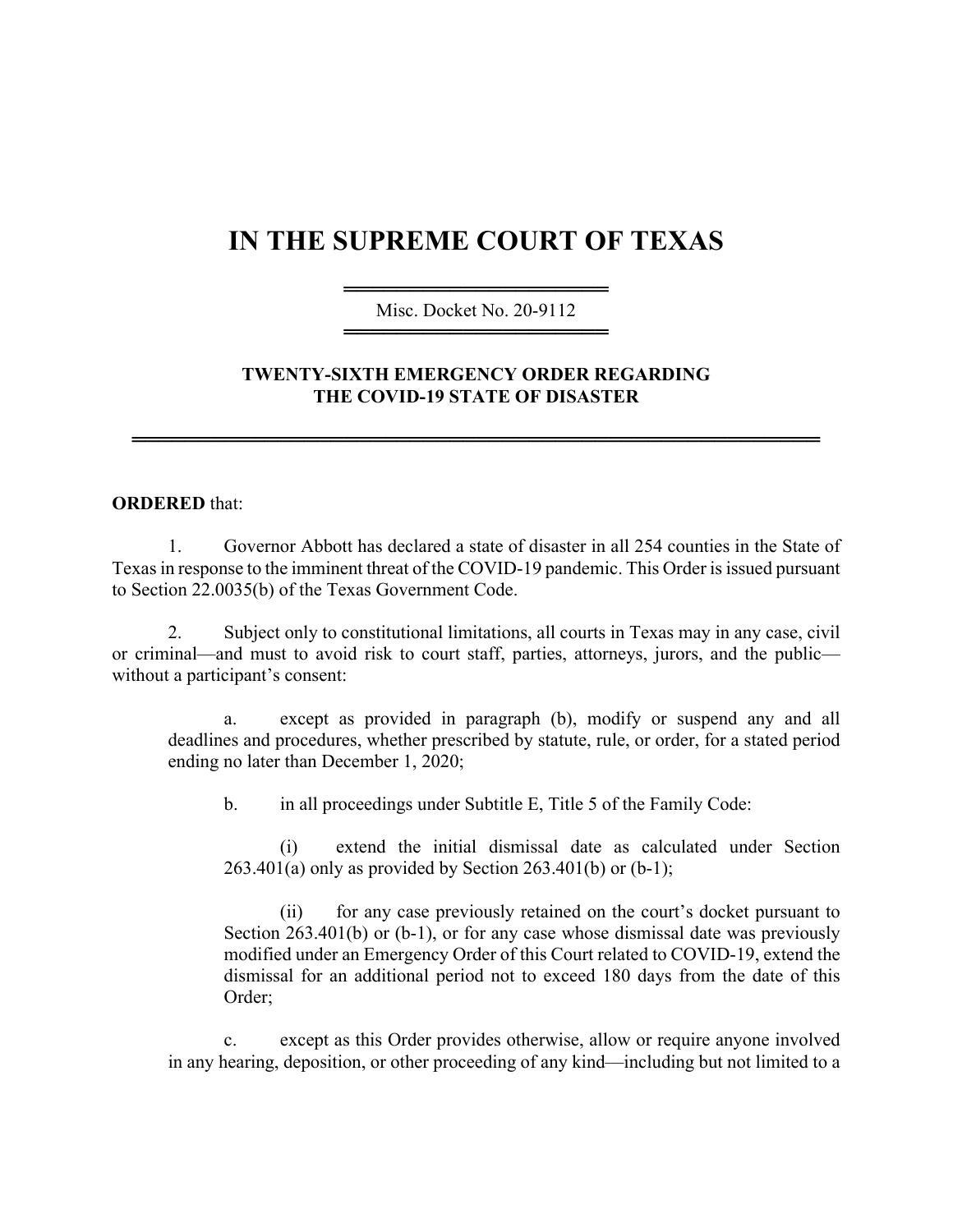# IN THE SUPREME COURT OF TEXAS

Misc. Docket No. 20-9112

**TWENTY-SIXTH EMERGENCY ORDER REGARDING THE COVID-19 STATE OF DISASTER**

**ORDERED** that:

1. Governor Abbott has declared a state of disaster in all 254 counties in the State of Texas in response to the imminent threat of the COVID-19 pandemic. This Order is issued pursuant to Section 22.0035(b) of the Texas Government Code.

2. Subject only to constitutional limitations, all courts in Texas may in any case, civil or criminal—and must to avoid risk to court staff, parties, attorneys, jurors, and the public—without a participant's consent:

   a. except as provided in paragraph (b), modify or suspend any and all deadlines and procedures, whether prescribed by statute, rule, or order, for a stated period ending no later than December 1, 2020;

   b. in all proceedings under Subtitle E, Title 5 of the Family Code:

      (i) extend the initial dismissal date as calculated under Section 263.401(a) only as provided by Section 263.401(b) or (b-1);

      (ii) for any case previously retained on the court's docket pursuant to Section 263.401(b) or (b-1), or for any case whose dismissal date was previously modified under an Emergency Order of this Court related to COVID-19, extend the dismissal for an additional period not to exceed 180 days from the date of this Order;

   c. except as this Order provides otherwise, allow or require anyone involved in any hearing, deposition, or other proceeding of any kind—including but not limited to a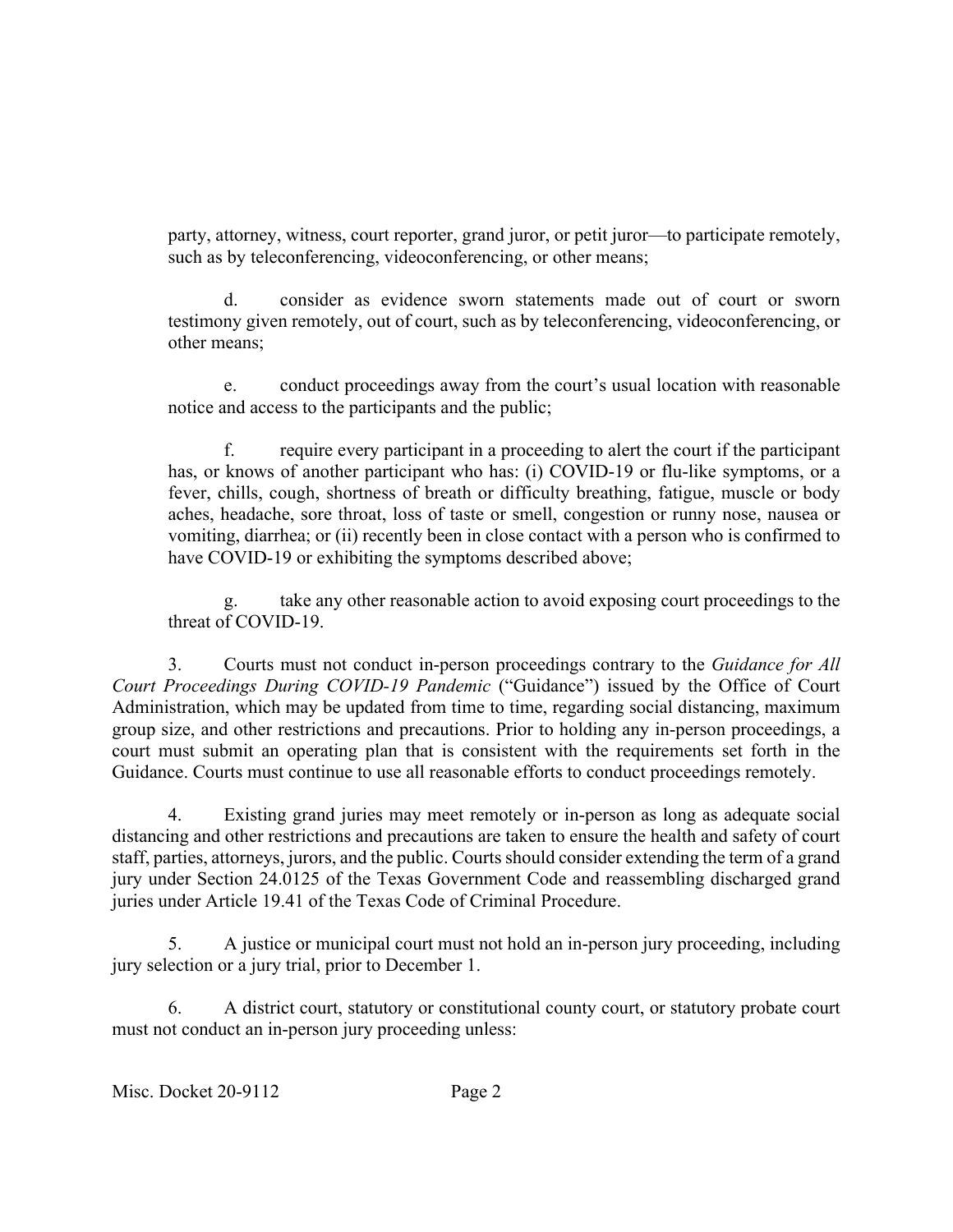party, attorney, witness, court reporter, grand juror, or petit juror—to participate remotely, such as by teleconferencing, videoconferencing, or other means;

d. consider as evidence sworn statements made out of court or sworn testimony given remotely, out of court, such as by teleconferencing, videoconferencing, or other means;

e. conduct proceedings away from the court's usual location with reasonable notice and access to the participants and the public;

f. require every participant in a proceeding to alert the court if the participant has, or knows of another participant who has: (i) COVID-19 or flu-like symptoms, or a fever, chills, cough, shortness of breath or difficulty breathing, fatigue, muscle or body aches, headache, sore throat, loss of taste or smell, congestion or runny nose, nausea or vomiting, diarrhea; or (ii) recently been in close contact with a person who is confirmed to have COVID-19 or exhibiting the symptoms described above;

g. take any other reasonable action to avoid exposing court proceedings to the threat of COVID-19.

3. Courts must not conduct in-person proceedings contrary to the *Guidance for All Court Proceedings During COVID-19 Pandemic* ("Guidance") issued by the Office of Court Administration, which may be updated from time to time, regarding social distancing, maximum group size, and other restrictions and precautions. Prior to holding any in-person proceedings, a court must submit an operating plan that is consistent with the requirements set forth in the Guidance. Courts must continue to use all reasonable efforts to conduct proceedings remotely.

4. Existing grand juries may meet remotely or in-person as long as adequate social distancing and other restrictions and precautions are taken to ensure the health and safety of court staff, parties, attorneys, jurors, and the public. Courts should consider extending the term of a grand jury under Section 24.0125 of the Texas Government Code and reassembling discharged grand juries under Article 19.41 of the Texas Code of Criminal Procedure.

5. A justice or municipal court must not hold an in-person jury proceeding, including jury selection or a jury trial, prior to December 1.

6. A district court, statutory or constitutional county court, or statutory probate court must not conduct an in-person jury proceeding unless: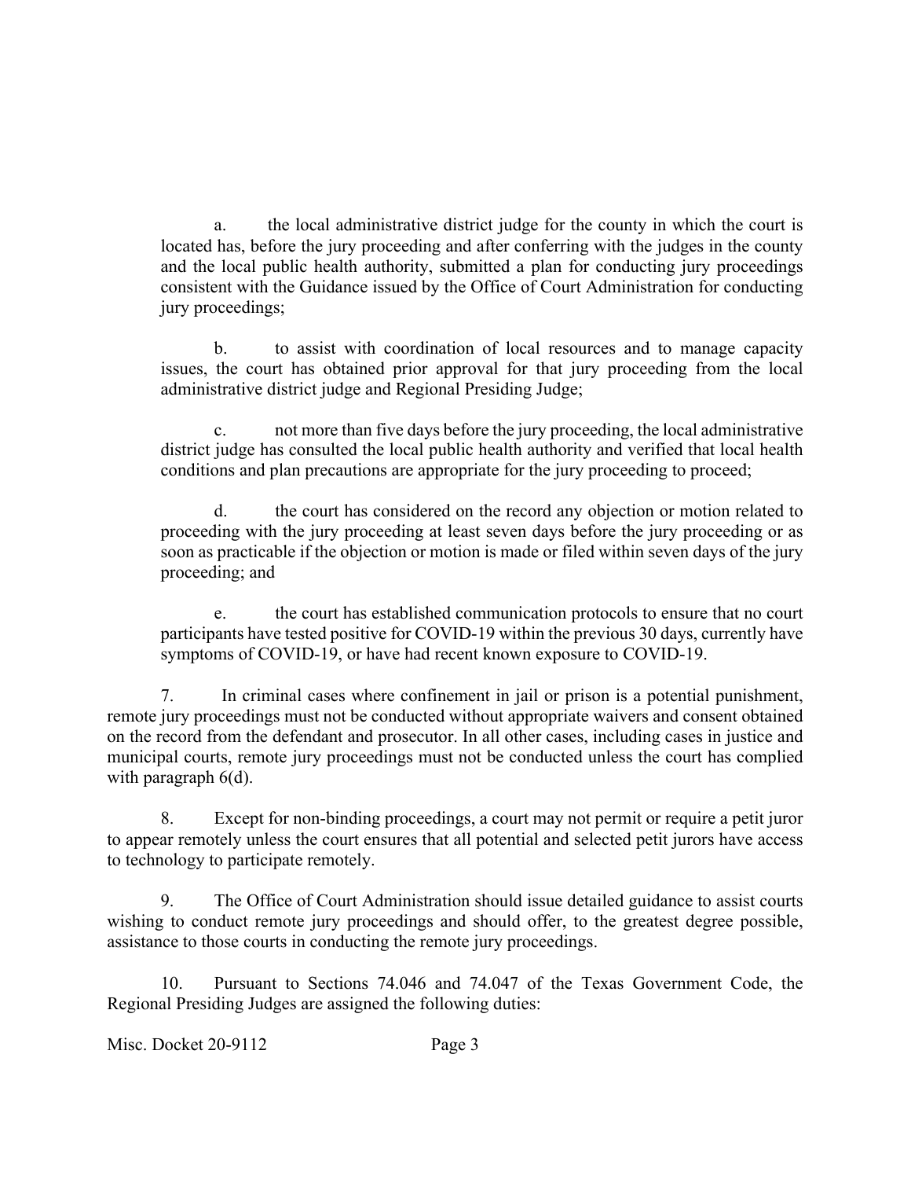a. the local administrative district judge for the county in which the court is located has, before the jury proceeding and after conferring with the judges in the county and the local public health authority, submitted a plan for conducting jury proceedings consistent with the Guidance issued by the Office of Court Administration for conducting jury proceedings;

b. to assist with coordination of local resources and to manage capacity issues, the court has obtained prior approval for that jury proceeding from the local administrative district judge and Regional Presiding Judge;

c. not more than five days before the jury proceeding, the local administrative district judge has consulted the local public health authority and verified that local health conditions and plan precautions are appropriate for the jury proceeding to proceed;

d. the court has considered on the record any objection or motion related to proceeding with the jury proceeding at least seven days before the jury proceeding or as soon as practicable if the objection or motion is made or filed within seven days of the jury proceeding; and

e. the court has established communication protocols to ensure that no court participants have tested positive for COVID-19 within the previous 30 days, currently have symptoms of COVID-19, or have had recent known exposure to COVID-19.

7. In criminal cases where confinement in jail or prison is a potential punishment, remote jury proceedings must not be conducted without appropriate waivers and consent obtained on the record from the defendant and prosecutor. In all other cases, including cases in justice and municipal courts, remote jury proceedings must not be conducted unless the court has complied with paragraph 6(d).

8. Except for non-binding proceedings, a court may not permit or require a petit juror to appear remotely unless the court ensures that all potential and selected petit jurors have access to technology to participate remotely.

9. The Office of Court Administration should issue detailed guidance to assist courts wishing to conduct remote jury proceedings and should offer, to the greatest degree possible, assistance to those courts in conducting the remote jury proceedings.

10. Pursuant to Sections 74.046 and 74.047 of the Texas Government Code, the Regional Presiding Judges are assigned the following duties:

Misc. Docket 20-9112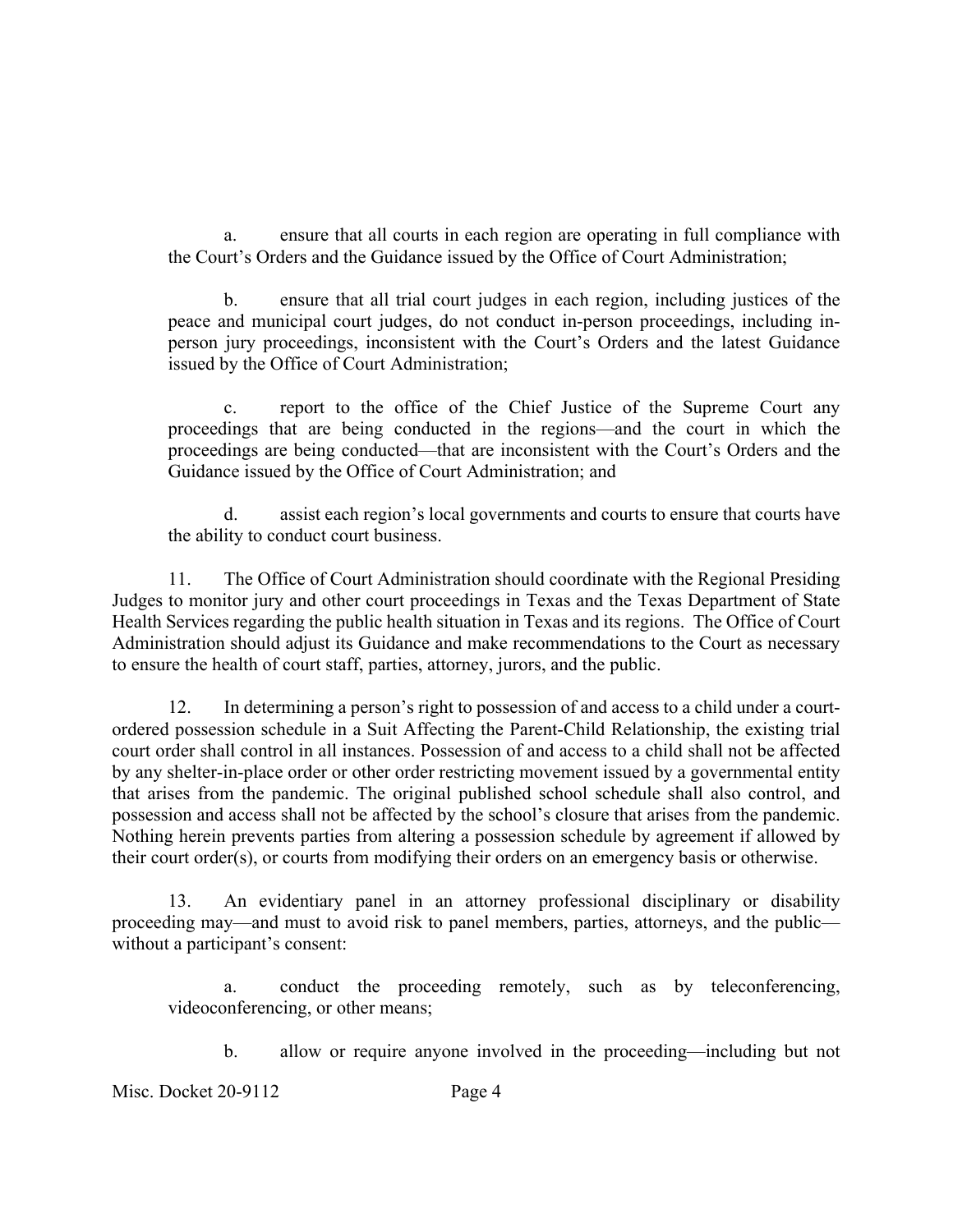a. ensure that all courts in each region are operating in full compliance with the Court's Orders and the Guidance issued by the Office of Court Administration;

b. ensure that all trial court judges in each region, including justices of the peace and municipal court judges, do not conduct in-person proceedings, including in-person jury proceedings, inconsistent with the Court's Orders and the latest Guidance issued by the Office of Court Administration;

c. report to the office of the Chief Justice of the Supreme Court any proceedings that are being conducted in the regions—and the court in which the proceedings are being conducted—that are inconsistent with the Court's Orders and the Guidance issued by the Office of Court Administration; and

d. assist each region's local governments and courts to ensure that courts have the ability to conduct court business.

11. The Office of Court Administration should coordinate with the Regional Presiding Judges to monitor jury and other court proceedings in Texas and the Texas Department of State Health Services regarding the public health situation in Texas and its regions. The Office of Court Administration should adjust its Guidance and make recommendations to the Court as necessary to ensure the health of court staff, parties, attorney, jurors, and the public.

12. In determining a person's right to possession of and access to a child under a court-ordered possession schedule in a Suit Affecting the Parent-Child Relationship, the existing trial court order shall control in all instances. Possession of and access to a child shall not be affected by any shelter-in-place order or other order restricting movement issued by a governmental entity that arises from the pandemic. The original published school schedule shall also control, and possession and access shall not be affected by the school's closure that arises from the pandemic. Nothing herein prevents parties from altering a possession schedule by agreement if allowed by their court order(s), or courts from modifying their orders on an emergency basis or otherwise.

13. An evidentiary panel in an attorney professional disciplinary or disability proceeding may—and must to avoid risk to panel members, parties, attorneys, and the public—without a participant's consent:

a. conduct the proceeding remotely, such as by teleconferencing, videoconferencing, or other means;

b. allow or require anyone involved in the proceeding—including but not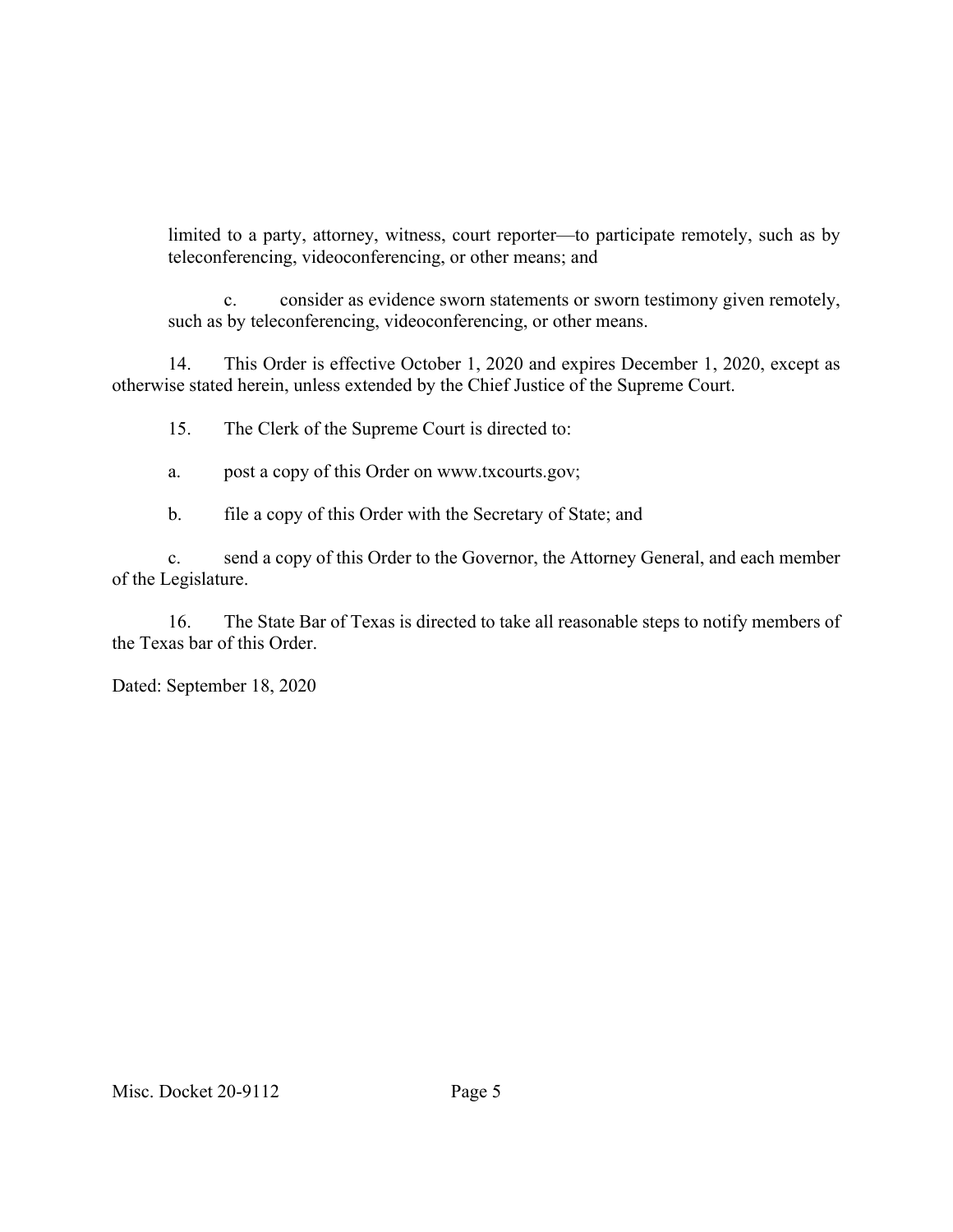limited to a party, attorney, witness, court reporter—to participate remotely, such as by teleconferencing, videoconferencing, or other means; and

c. consider as evidence sworn statements or sworn testimony given remotely, such as by teleconferencing, videoconferencing, or other means.

14. This Order is effective October 1, 2020 and expires December 1, 2020, except as otherwise stated herein, unless extended by the Chief Justice of the Supreme Court.

15. The Clerk of the Supreme Court is directed to:

a. post a copy of this Order on www.txcourts.gov;

b. file a copy of this Order with the Secretary of State; and

c. send a copy of this Order to the Governor, the Attorney General, and each member of the Legislature.

16. The State Bar of Texas is directed to take all reasonable steps to notify members of the Texas bar of this Order.

Dated: September 18, 2020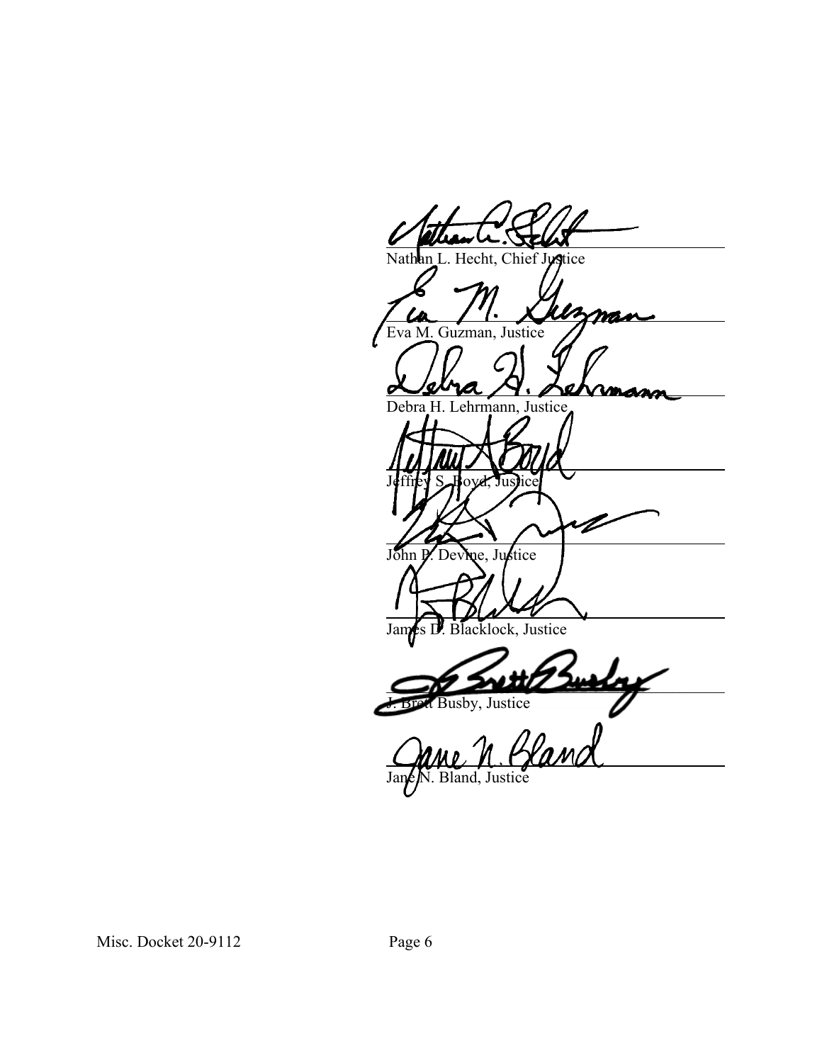Nathan L. Hecht, Chief Justice

Eva M. Guzman, Justice

Debra H. Lehrmann, Justice

Jeffrey S. Boyd, Justice

John P. Devine, Justice

James D. Blacklock, Justice

J. Brett Busby, Justice

Jane N. Bland, Justice

Misc. Docket 20-9112